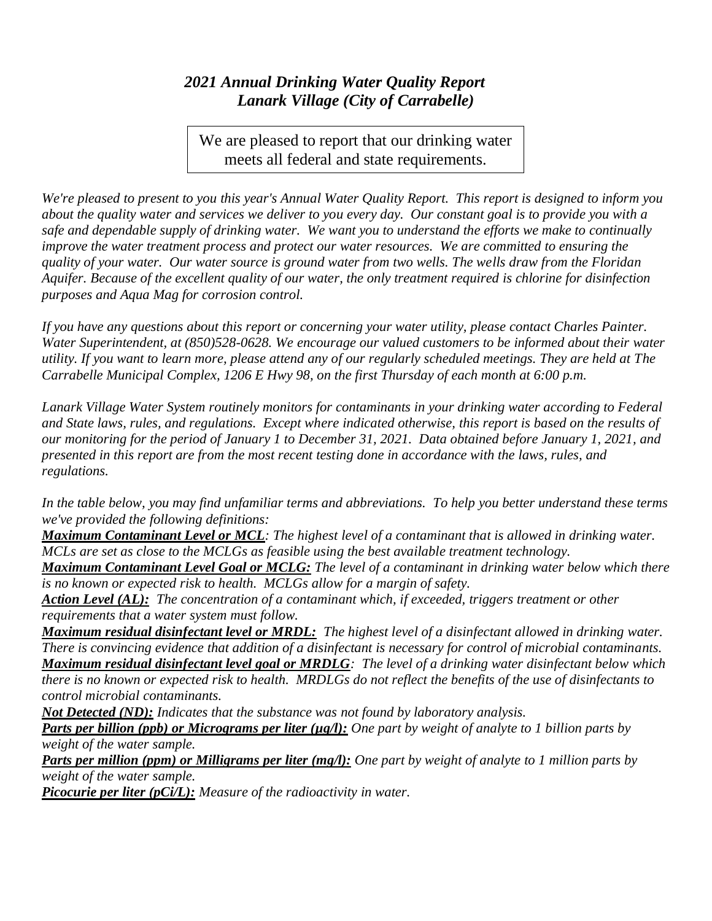# *2021 Annual Drinking Water Quality Report*
## *Lanark Village (City of Carrabelle)*

We are pleased to report that our drinking water meets all federal and state requirements.

*We're pleased to present to you this year's Annual Water Quality Report. This report is designed to inform you about the quality water and services we deliver to you every day. Our constant goal is to provide you with a safe and dependable supply of drinking water. We want you to understand the efforts we make to continually improve the water treatment process and protect our water resources. We are committed to ensuring the quality of your water. Our water source is ground water from two wells. The wells draw from the Floridan Aquifer. Because of the excellent quality of our water, the only treatment required is chlorine for disinfection purposes and Aqua Mag for corrosion control.*

*If you have any questions about this report or concerning your water utility, please contact Charles Painter. Water Superintendent, at (850)528-0628. We encourage our valued customers to be informed about their water utility. If you want to learn more, please attend any of our regularly scheduled meetings. They are held at The Carrabelle Municipal Complex, 1206 E Hwy 98, on the first Thursday of each month at 6:00 p.m.*

*Lanark Village Water System routinely monitors for contaminants in your drinking water according to Federal and State laws, rules, and regulations. Except where indicated otherwise, this report is based on the results of our monitoring for the period of January 1 to December 31, 2021. Data obtained before January 1, 2021, and presented in this report are from the most recent testing done in accordance with the laws, rules, and regulations.*

*In the table below, you may find unfamiliar terms and abbreviations. To help you better understand these terms we've provided the following definitions:*

***Maximum Contaminant Level or MCL****: The highest level of a contaminant that is allowed in drinking water. MCLs are set as close to the MCLGs as feasible using the best available treatment technology.*

***Maximum Contaminant Level Goal or MCLG:*** *The level of a contaminant in drinking water below which there is no known or expected risk to health. MCLGs allow for a margin of safety.*

***Action Level (AL):*** *The concentration of a contaminant which, if exceeded, triggers treatment or other requirements that a water system must follow.*

***Maximum residual disinfectant level or MRDL:*** *The highest level of a disinfectant allowed in drinking water. There is convincing evidence that addition of a disinfectant is necessary for control of microbial contaminants.*

***Maximum residual disinfectant level goal or MRDLG****: The level of a drinking water disinfectant below which there is no known or expected risk to health. MRDLGs do not reflect the benefits of the use of disinfectants to control microbial contaminants.*

***Not Detected (ND):*** *Indicates that the substance was not found by laboratory analysis.*

***Parts per billion (ppb) or Micrograms per liter (μg/l):*** *One part by weight of analyte to 1 billion parts by weight of the water sample.*

***Parts per million (ppm) or Milligrams per liter (mg/l):*** *One part by weight of analyte to 1 million parts by weight of the water sample.*

***Picocurie per liter (pCi/L):*** *Measure of the radioactivity in water.*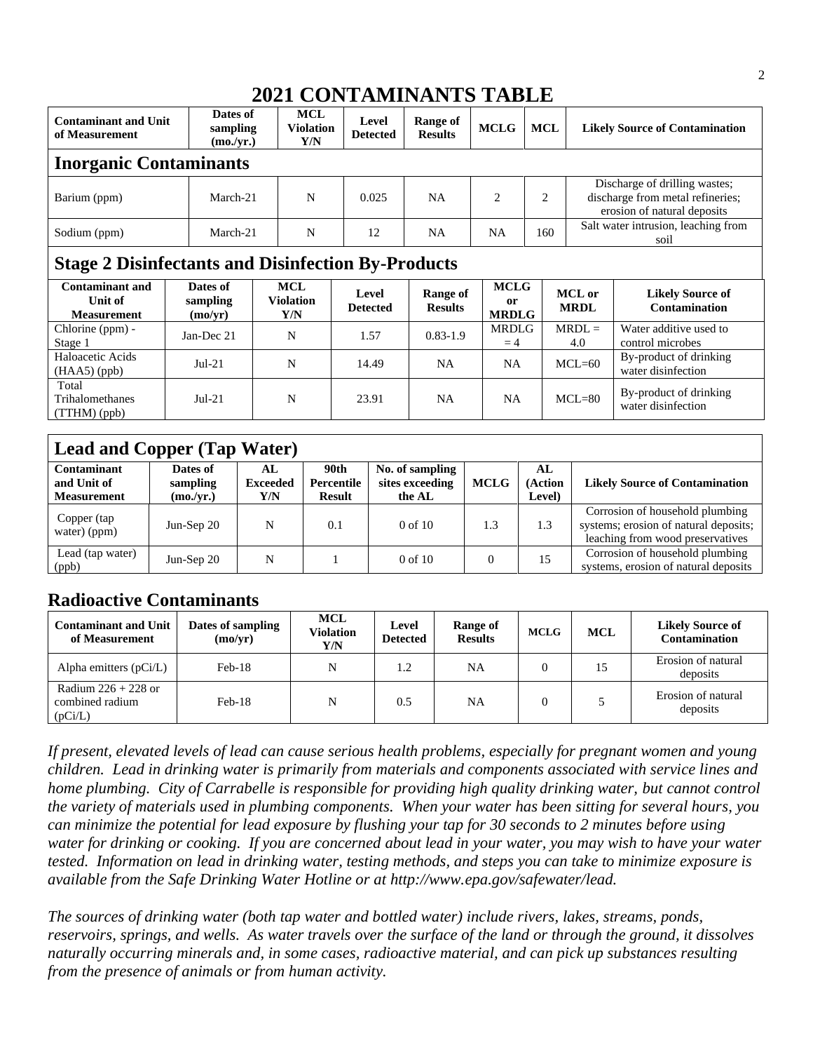# 2021 CONTAMINANTS TABLE

| Contaminant and Unit of Measurement | Dates of sampling (mo./yr.) | MCL Violation Y/N | Level Detected | Range of Results | MCLG | MCL | Likely Source of Contamination |
|---|---|---|---|---|---|---|---|
| **Inorganic Contaminants** | | | | | | | |
| Barium (ppm) | March-21 | N | 0.025 | NA | 2 | 2 | Discharge of drilling wastes; discharge from metal refineries; erosion of natural deposits |
| Sodium (ppm) | March-21 | N | 12 | NA | NA | 160 | Salt water intrusion, leaching from soil |

## Stage 2 Disinfectants and Disinfection By-Products

| Contaminant and Unit of Measurement | Dates of sampling (mo/yr) | MCL Violation Y/N | Level Detected | Range of Results | MCLG or MRDLG | MCL or MRDL | Likely Source of Contamination |
|---|---|---|---|---|---|---|---|
| Chlorine (ppm) - Stage 1 | Jan-Dec 21 | N | 1.57 | 0.83-1.9 | MRDLG = 4 | MRDL = 4.0 | Water additive used to control microbes |
| Haloacetic Acids (HAA5) (ppb) | Jul-21 | N | 14.49 | NA | NA | MCL=60 | By-product of drinking water disinfection |
| Total Trihalomethanes (TTHM) (ppb) | Jul-21 | N | 23.91 | NA | NA | MCL=80 | By-product of drinking water disinfection |

## Lead and Copper (Tap Water)

| Contaminant and Unit of Measurement | Dates of sampling (mo./yr.) | AL Exceeded Y/N | 90th Percentile Result | No. of sampling sites exceeding the AL | MCLG | AL (Action Level) | Likely Source of Contamination |
|---|---|---|---|---|---|---|---|
| Copper (tap water) (ppm) | Jun-Sep 20 | N | 0.1 | 0 of 10 | 1.3 | 1.3 | Corrosion of household plumbing systems; erosion of natural deposits; leaching from wood preservatives |
| Lead (tap water) (ppb) | Jun-Sep 20 | N | 1 | 0 of 10 | 0 | 15 | Corrosion of household plumbing systems, erosion of natural deposits |

## Radioactive Contaminants

| Contaminant and Unit of Measurement | Dates of sampling (mo/yr) | MCL Violation Y/N | Level Detected | Range of Results | MCLG | MCL | Likely Source of Contamination |
|---|---|---|---|---|---|---|---|
| Alpha emitters (pCi/L) | Feb-18 | N | 1.2 | NA | 0 | 15 | Erosion of natural deposits |
| Radium 226 + 228 or combined radium (pCi/L) | Feb-18 | N | 0.5 | NA | 0 | 5 | Erosion of natural deposits |

*If present, elevated levels of lead can cause serious health problems, especially for pregnant women and young children. Lead in drinking water is primarily from materials and components associated with service lines and home plumbing. City of Carrabelle is responsible for providing high quality drinking water, but cannot control the variety of materials used in plumbing components. When your water has been sitting for several hours, you can minimize the potential for lead exposure by flushing your tap for 30 seconds to 2 minutes before using water for drinking or cooking. If you are concerned about lead in your water, you may wish to have your water tested. Information on lead in drinking water, testing methods, and steps you can take to minimize exposure is available from the Safe Drinking Water Hotline or at http://www.epa.gov/safewater/lead.*

*The sources of drinking water (both tap water and bottled water) include rivers, lakes, streams, ponds, reservoirs, springs, and wells. As water travels over the surface of the land or through the ground, it dissolves naturally occurring minerals and, in some cases, radioactive material, and can pick up substances resulting from the presence of animals or from human activity.*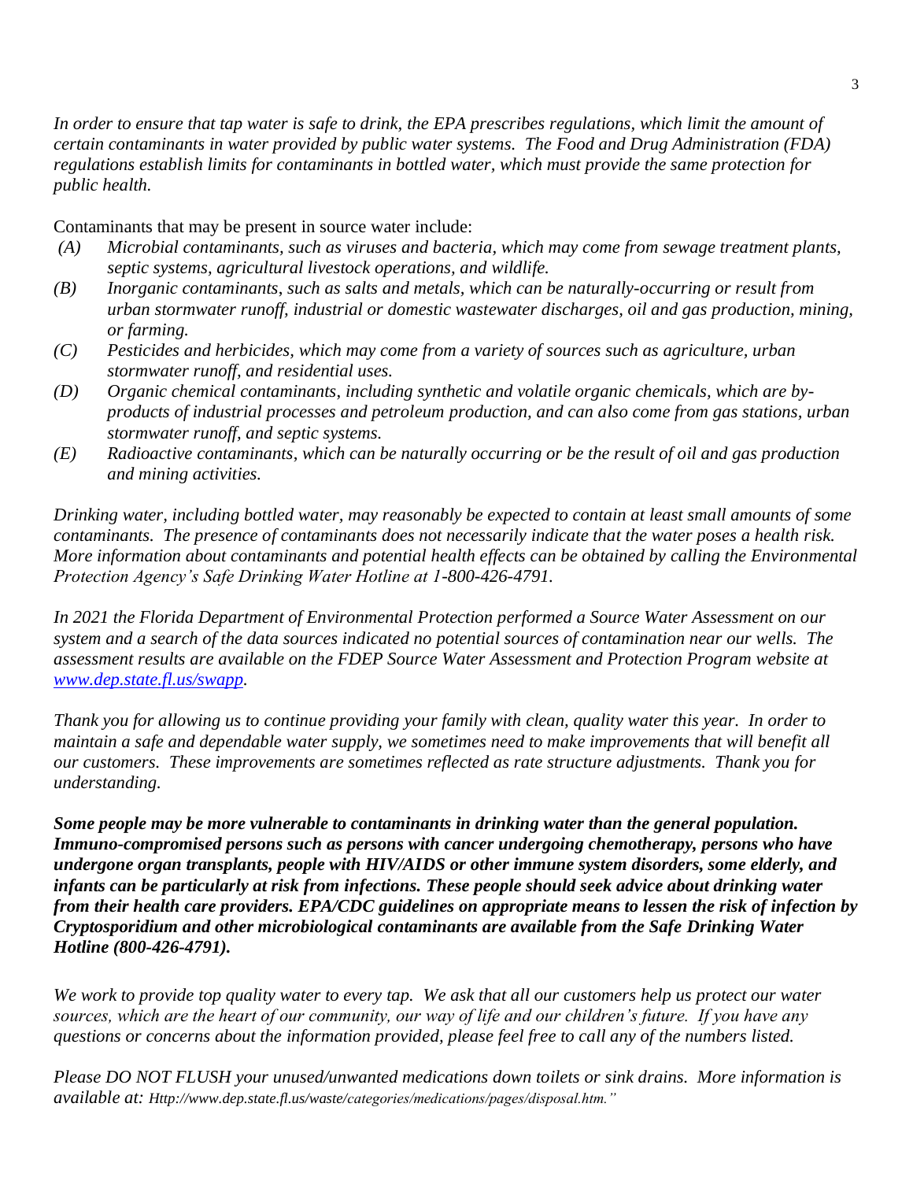*In order to ensure that tap water is safe to drink, the EPA prescribes regulations, which limit the amount of certain contaminants in water provided by public water systems. The Food and Drug Administration (FDA) regulations establish limits for contaminants in bottled water, which must provide the same protection for public health.*

Contaminants that may be present in source water include:

- *(A) Microbial contaminants, such as viruses and bacteria, which may come from sewage treatment plants, septic systems, agricultural livestock operations, and wildlife.*
- *(B) Inorganic contaminants, such as salts and metals, which can be naturally-occurring or result from urban stormwater runoff, industrial or domestic wastewater discharges, oil and gas production, mining, or farming.*
- *(C) Pesticides and herbicides, which may come from a variety of sources such as agriculture, urban stormwater runoff, and residential uses.*
- *(D) Organic chemical contaminants, including synthetic and volatile organic chemicals, which are by-products of industrial processes and petroleum production, and can also come from gas stations, urban stormwater runoff, and septic systems.*
- *(E) Radioactive contaminants, which can be naturally occurring or be the result of oil and gas production and mining activities.*

*Drinking water, including bottled water, may reasonably be expected to contain at least small amounts of some contaminants. The presence of contaminants does not necessarily indicate that the water poses a health risk. More information about contaminants and potential health effects can be obtained by calling the Environmental Protection Agency's Safe Drinking Water Hotline at 1-800-426-4791.*

*In 2021 the Florida Department of Environmental Protection performed a Source Water Assessment on our system and a search of the data sources indicated no potential sources of contamination near our wells. The assessment results are available on the FDEP Source Water Assessment and Protection Program website at [www.dep.state.fl.us/swapp](http://www.dep.state.fl.us/swapp).*

*Thank you for allowing us to continue providing your family with clean, quality water this year. In order to maintain a safe and dependable water supply, we sometimes need to make improvements that will benefit all our customers. These improvements are sometimes reflected as rate structure adjustments. Thank you for understanding.*

***Some people may be more vulnerable to contaminants in drinking water than the general population. Immuno-compromised persons such as persons with cancer undergoing chemotherapy, persons who have undergone organ transplants, people with HIV/AIDS or other immune system disorders, some elderly, and infants can be particularly at risk from infections. These people should seek advice about drinking water from their health care providers. EPA/CDC guidelines on appropriate means to lessen the risk of infection by Cryptosporidium and other microbiological contaminants are available from the Safe Drinking Water Hotline (800-426-4791).***

*We work to provide top quality water to every tap. We ask that all our customers help us protect our water sources, which are the heart of our community, our way of life and our children's future. If you have any questions or concerns about the information provided, please feel free to call any of the numbers listed.*

*Please DO NOT FLUSH your unused/unwanted medications down toilets or sink drains. More information is available at: Http://www.dep.state.fl.us/waste/categories/medications/pages/disposal.htm."*